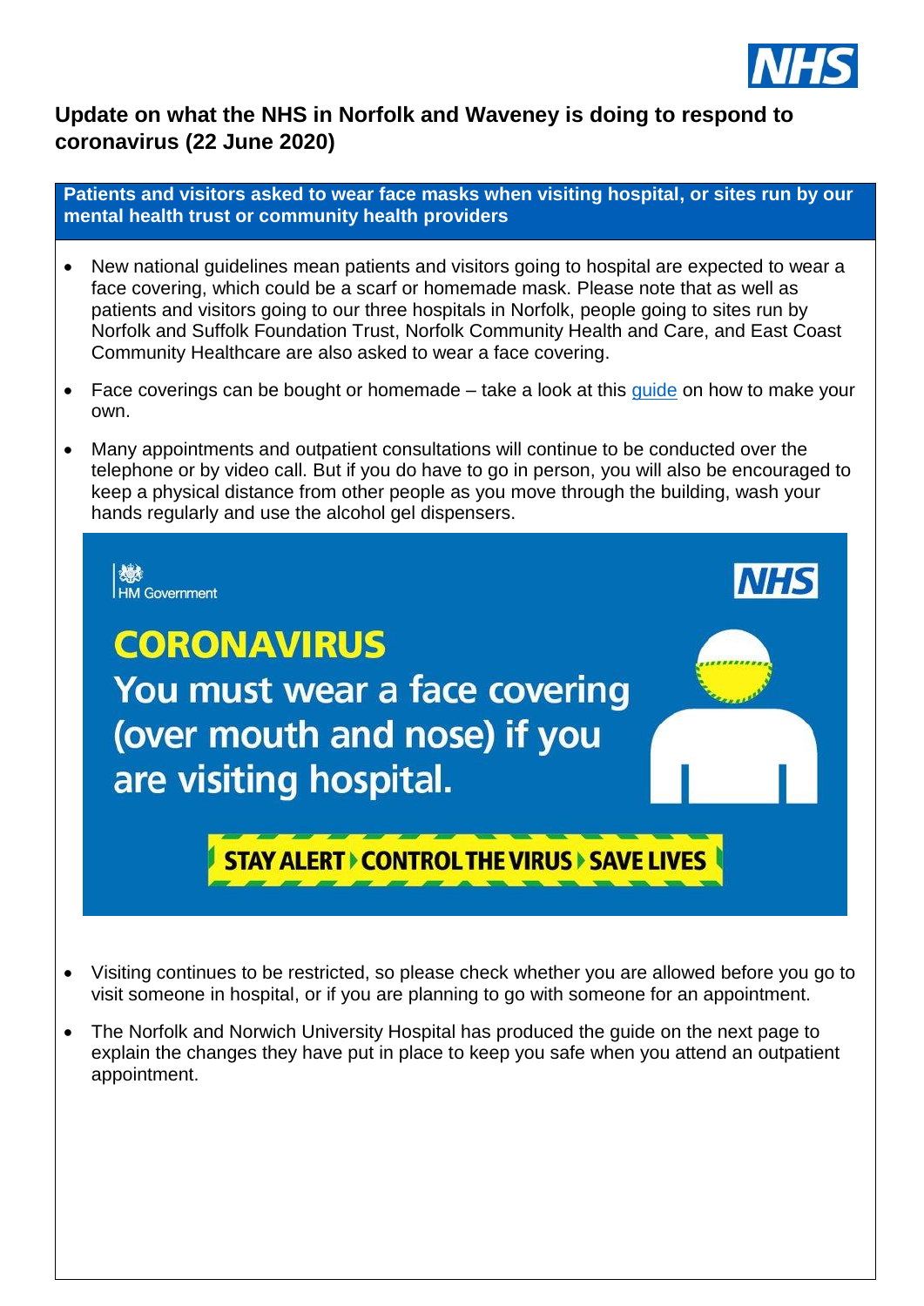## Update on what the NHS in Norfolk and Waveney is doing to respond to coronavirus (22 June 2020)

### Patients and visitors asked to wear face masks when visiting hospital, or sites run by our mental health trust or community health providers

- New national guidelines mean patients and visitors going to hospital are expected to wear a face covering, which could be a scarf or homemade mask. Please note that as well as patients and visitors going to our three hospitals in Norfolk, people going to sites run by Norfolk and Suffolk Foundation Trust, Norfolk Community Health and Care, and East Coast Community Healthcare are also asked to wear a face covering.
- Face coverings can be bought or homemade – take a look at this guide on how to make your own.
- Many appointments and outpatient consultations will continue to be conducted over the telephone or by video call. But if you do have to go in person, you will also be encouraged to keep a physical distance from other people as you move through the building, wash your hands regularly and use the alcohol gel dispensers.

HM Government | NHS

**CORONAVIRUS**

**You must wear a face covering (over mouth and nose) if you are visiting hospital.**

**STAY ALERT › CONTROL THE VIRUS › SAVE LIVES**

- Visiting continues to be restricted, so please check whether you are allowed before you go to visit someone in hospital, or if you are planning to go with someone for an appointment.
- The Norfolk and Norwich University Hospital has produced the guide on the next page to explain the changes they have put in place to keep you safe when you attend an outpatient appointment.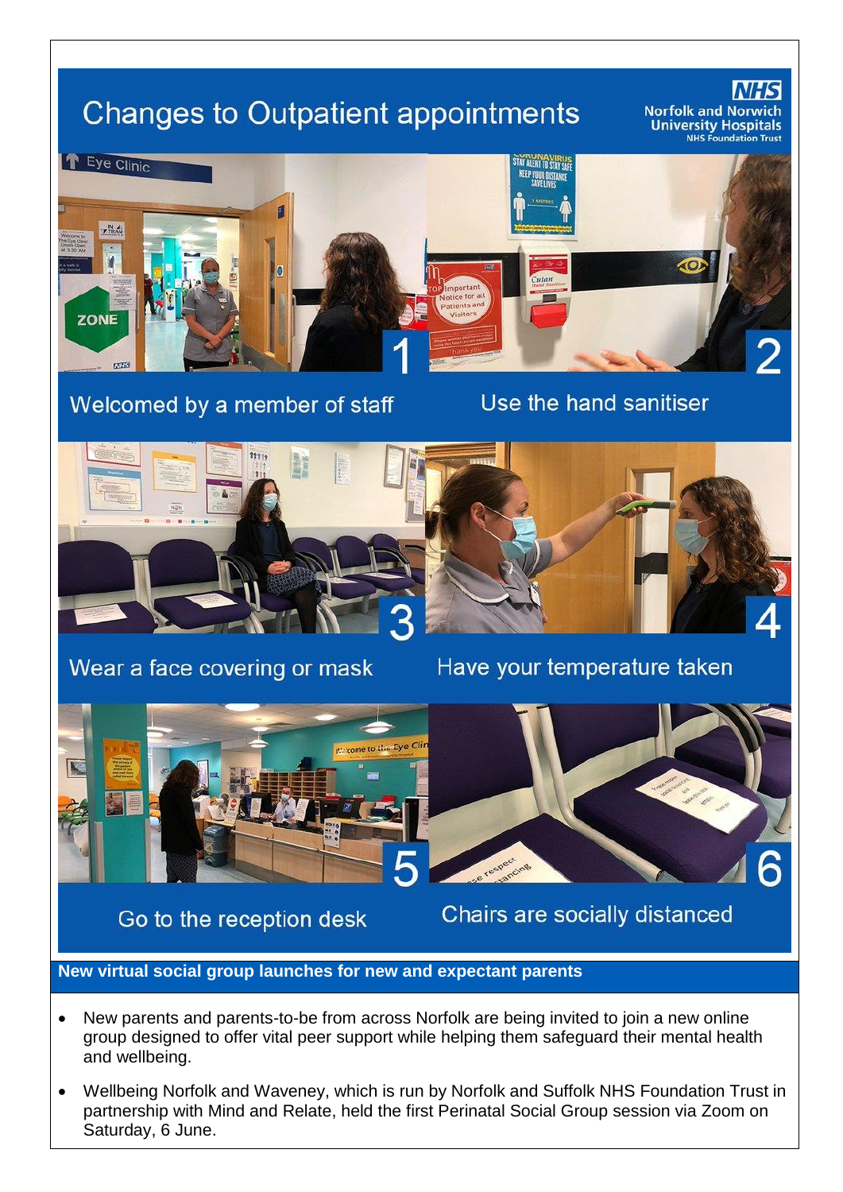# Changes to Outpatient appointments

Norfolk and Norwich University Hospitals NHS Foundation Trust

1. Welcomed by a member of staff
2. Use the hand sanitiser
3. Wear a face covering or mask
4. Have your temperature taken
5. Go to the reception desk
6. Chairs are socially distanced

## New virtual social group launches for new and expectant parents

- New parents and parents-to-be from across Norfolk are being invited to join a new online group designed to offer vital peer support while helping them safeguard their mental health and wellbeing.
- Wellbeing Norfolk and Waveney, which is run by Norfolk and Suffolk NHS Foundation Trust in partnership with Mind and Relate, held the first Perinatal Social Group session via Zoom on Saturday, 6 June.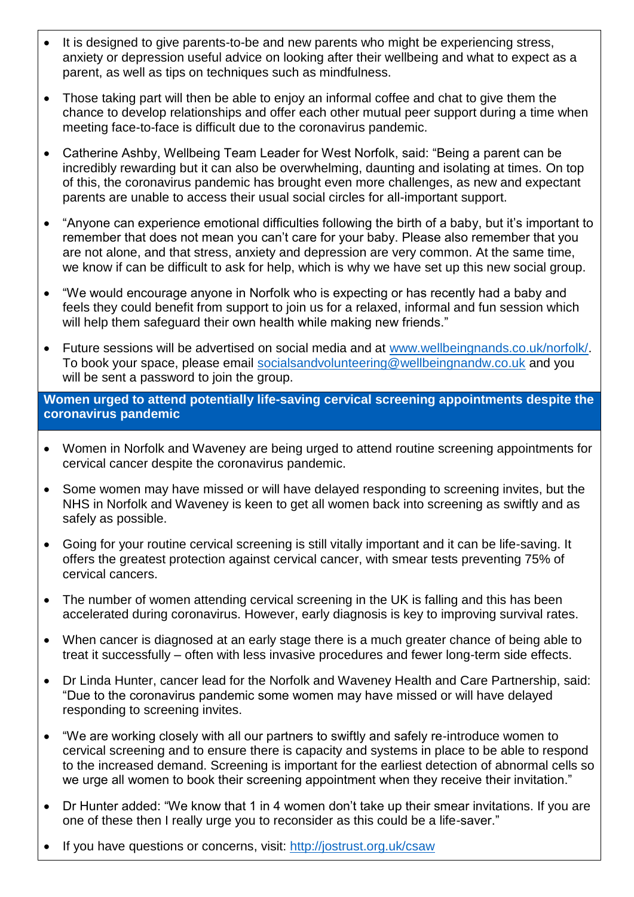- It is designed to give parents-to-be and new parents who might be experiencing stress, anxiety or depression useful advice on looking after their wellbeing and what to expect as a parent, as well as tips on techniques such as mindfulness.
- Those taking part will then be able to enjoy an informal coffee and chat to give them the chance to develop relationships and offer each other mutual peer support during a time when meeting face-to-face is difficult due to the coronavirus pandemic.
- Catherine Ashby, Wellbeing Team Leader for West Norfolk, said: "Being a parent can be incredibly rewarding but it can also be overwhelming, daunting and isolating at times. On top of this, the coronavirus pandemic has brought even more challenges, as new and expectant parents are unable to access their usual social circles for all-important support.
- "Anyone can experience emotional difficulties following the birth of a baby, but it's important to remember that does not mean you can't care for your baby. Please also remember that you are not alone, and that stress, anxiety and depression are very common. At the same time, we know if can be difficult to ask for help, which is why we have set up this new social group.
- "We would encourage anyone in Norfolk who is expecting or has recently had a baby and feels they could benefit from support to join us for a relaxed, informal and fun session which will help them safeguard their own health while making new friends."
- Future sessions will be advertised on social media and at [www.wellbeingnands.co.uk/norfolk/](www.wellbeingnands.co.uk/norfolk/). To book your space, please email [socialsandvolunteering@wellbeingnandw.co.uk](mailto:socialsandvolunteering@wellbeingnandw.co.uk) and you will be sent a password to join the group.

## Women urged to attend potentially life-saving cervical screening appointments despite the coronavirus pandemic

- Women in Norfolk and Waveney are being urged to attend routine screening appointments for cervical cancer despite the coronavirus pandemic.
- Some women may have missed or will have delayed responding to screening invites, but the NHS in Norfolk and Waveney is keen to get all women back into screening as swiftly and as safely as possible.
- Going for your routine cervical screening is still vitally important and it can be life-saving. It offers the greatest protection against cervical cancer, with smear tests preventing 75% of cervical cancers.
- The number of women attending cervical screening in the UK is falling and this has been accelerated during coronavirus. However, early diagnosis is key to improving survival rates.
- When cancer is diagnosed at an early stage there is a much greater chance of being able to treat it successfully – often with less invasive procedures and fewer long-term side effects.
- Dr Linda Hunter, cancer lead for the Norfolk and Waveney Health and Care Partnership, said: "Due to the coronavirus pandemic some women may have missed or will have delayed responding to screening invites.
- "We are working closely with all our partners to swiftly and safely re-introduce women to cervical screening and to ensure there is capacity and systems in place to be able to respond to the increased demand. Screening is important for the earliest detection of abnormal cells so we urge all women to book their screening appointment when they receive their invitation."
- Dr Hunter added: "We know that 1 in 4 women don't take up their smear invitations. If you are one of these then I really urge you to reconsider as this could be a life-saver."
- If you have questions or concerns, visit: [http://jostrust.org.uk/csaw](http://jostrust.org.uk/csaw)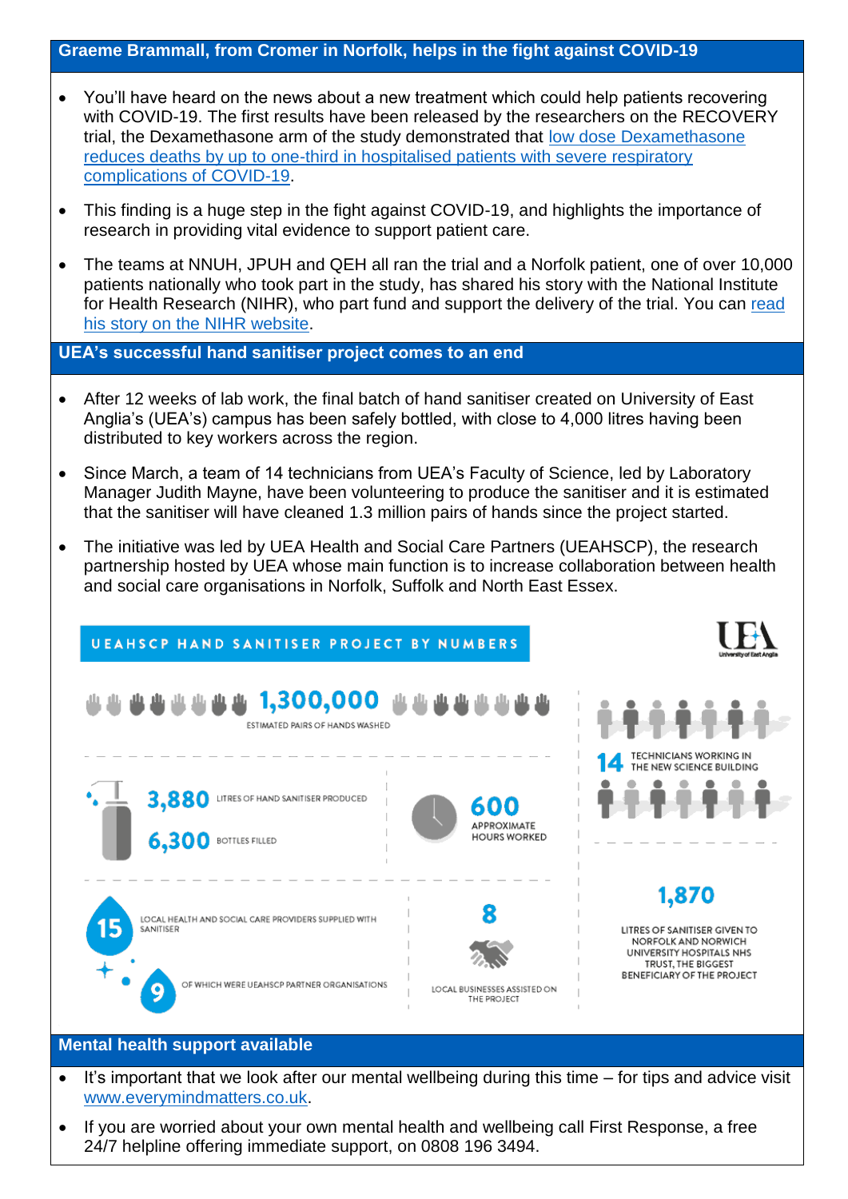## Graeme Brammall, from Cromer in Norfolk, helps in the fight against COVID-19

- You'll have heard on the news about a new treatment which could help patients recovering with COVID-19. The first results have been released by the researchers on the RECOVERY trial, the Dexamethasone arm of the study demonstrated that [low dose Dexamethasone reduces deaths by up to one-third in hospitalised patients with severe respiratory complications of COVID-19](#).
- This finding is a huge step in the fight against COVID-19, and highlights the importance of research in providing vital evidence to support patient care.
- The teams at NNUH, JPUH and QEH all ran the trial and a Norfolk patient, one of over 10,000 patients nationally who took part in the study, has shared his story with the National Institute for Health Research (NIHR), who part fund and support the delivery of the trial. You can [read his story on the NIHR website](#).

## UEA's successful hand sanitiser project comes to an end

- After 12 weeks of lab work, the final batch of hand sanitiser created on University of East Anglia's (UEA's) campus has been safely bottled, with close to 4,000 litres having been distributed to key workers across the region.
- Since March, a team of 14 technicians from UEA's Faculty of Science, led by Laboratory Manager Judith Mayne, have been volunteering to produce the sanitiser and it is estimated that the sanitiser will have cleaned 1.3 million pairs of hands since the project started.
- The initiative was led by UEA Health and Social Care Partners (UEAHSCP), the research partnership hosted by UEA whose main function is to increase collaboration between health and social care organisations in Norfolk, Suffolk and North East Essex.

**UEAHSCP HAND SANITISER PROJECT BY NUMBERS**

UEA University of East Anglia

- **1,300,000** ESTIMATED PAIRS OF HANDS WASHED
- **3,880** LITRES OF HAND SANITISER PRODUCED
- **6,300** BOTTLES FILLED
- **600** APPROXIMATE HOURS WORKED
- **14** TECHNICIANS WORKING IN THE NEW SCIENCE BUILDING
- **15** LOCAL HEALTH AND SOCIAL CARE PROVIDERS SUPPLIED WITH SANITISER
- **9** OF WHICH WERE UEAHSCP PARTNER ORGANISATIONS
- **8** LOCAL BUSINESSES ASSISTED ON THE PROJECT
- **1,870** LITRES OF SANITISER GIVEN TO NORFOLK AND NORWICH UNIVERSITY HOSPITALS NHS TRUST, THE BIGGEST BENEFICIARY OF THE PROJECT

## Mental health support available

- It's important that we look after our mental wellbeing during this time – for tips and advice visit [www.everymindmatters.co.uk](http://www.everymindmatters.co.uk).
- If you are worried about your own mental health and wellbeing call First Response, a free 24/7 helpline offering immediate support, on 0808 196 3494.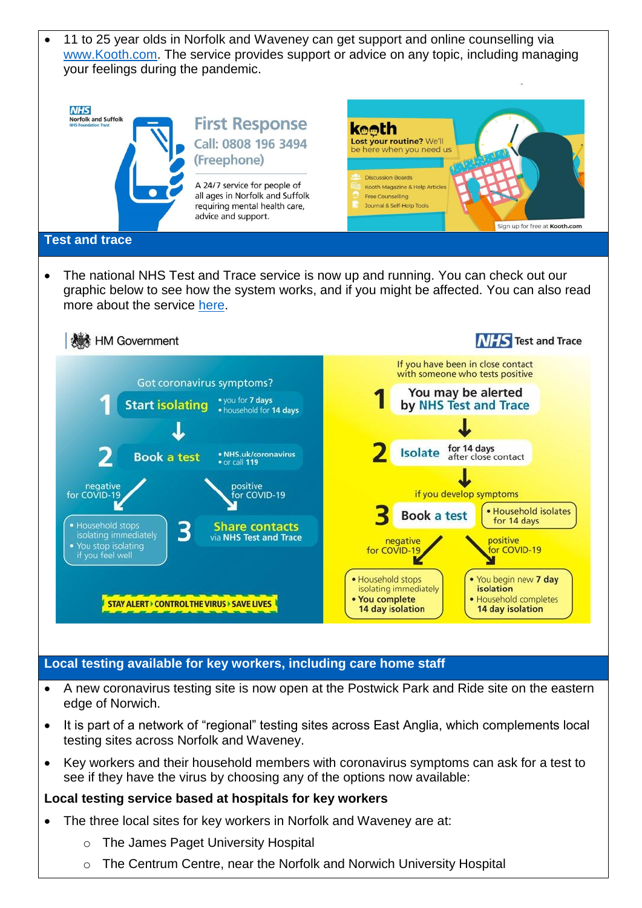- 11 to 25 year olds in Norfolk and Waveney can get support and online counselling via www.Kooth.com. The service provides support or advice on any topic, including managing your feelings during the pandemic.

NHS Norfolk and Suffolk NHS Foundation Trust

**First Response**
Call: 0808 196 3494 (Freephone)

A 24/7 service for people of all ages in Norfolk and Suffolk requiring mental health care, advice and support.

**kooth**
**Lost your routine?** We'll be here when you need us

- Discussion Boards
- Kooth Magazine & Help Articles
- Free Counselling
- Journal & Self-Help Tools

Sign up for free at **Kooth.com**

## Test and trace

- The national NHS Test and Trace service is now up and running. You can check out our graphic below to see how the system works, and if you might be affected. You can also read more about the service here.

HM Government | NHS Test and Trace

**Got coronavirus symptoms?**

1. **Start isolating**
   - you for **7 days**
   - household for **14 days**
2. **Book a test**
   - **NHS.uk/coronavirus**
   - or call **119**

negative for COVID-19:
- Household stops isolating immediately
- You stop isolating if you feel well

positive for COVID-19:

3. **Share contacts** via **NHS Test and Trace**

**STAY ALERT › CONTROL THE VIRUS › SAVE LIVES**

**If you have been in close contact with someone who tests positive**

1. **You may be alerted by NHS Test and Trace**
2. **Isolate** for 14 days after close contact

if you develop symptoms

3. **Book a test**
   - Household isolates for 14 days

negative for COVID-19:
- Household stops isolating immediately
- **You complete 14 day isolation**

positive for COVID-19:
- You begin new **7 day isolation**
- Household completes **14 day isolation**

## Local testing available for key workers, including care home staff

- A new coronavirus testing site is now open at the Postwick Park and Ride site on the eastern edge of Norwich.
- It is part of a network of "regional" testing sites across East Anglia, which complements local testing sites across Norfolk and Waveney.
- Key workers and their household members with coronavirus symptoms can ask for a test to see if they have the virus by choosing any of the options now available:

**Local testing service based at hospitals for key workers**

- The three local sites for key workers in Norfolk and Waveney are at:
  - The James Paget University Hospital
  - The Centrum Centre, near the Norfolk and Norwich University Hospital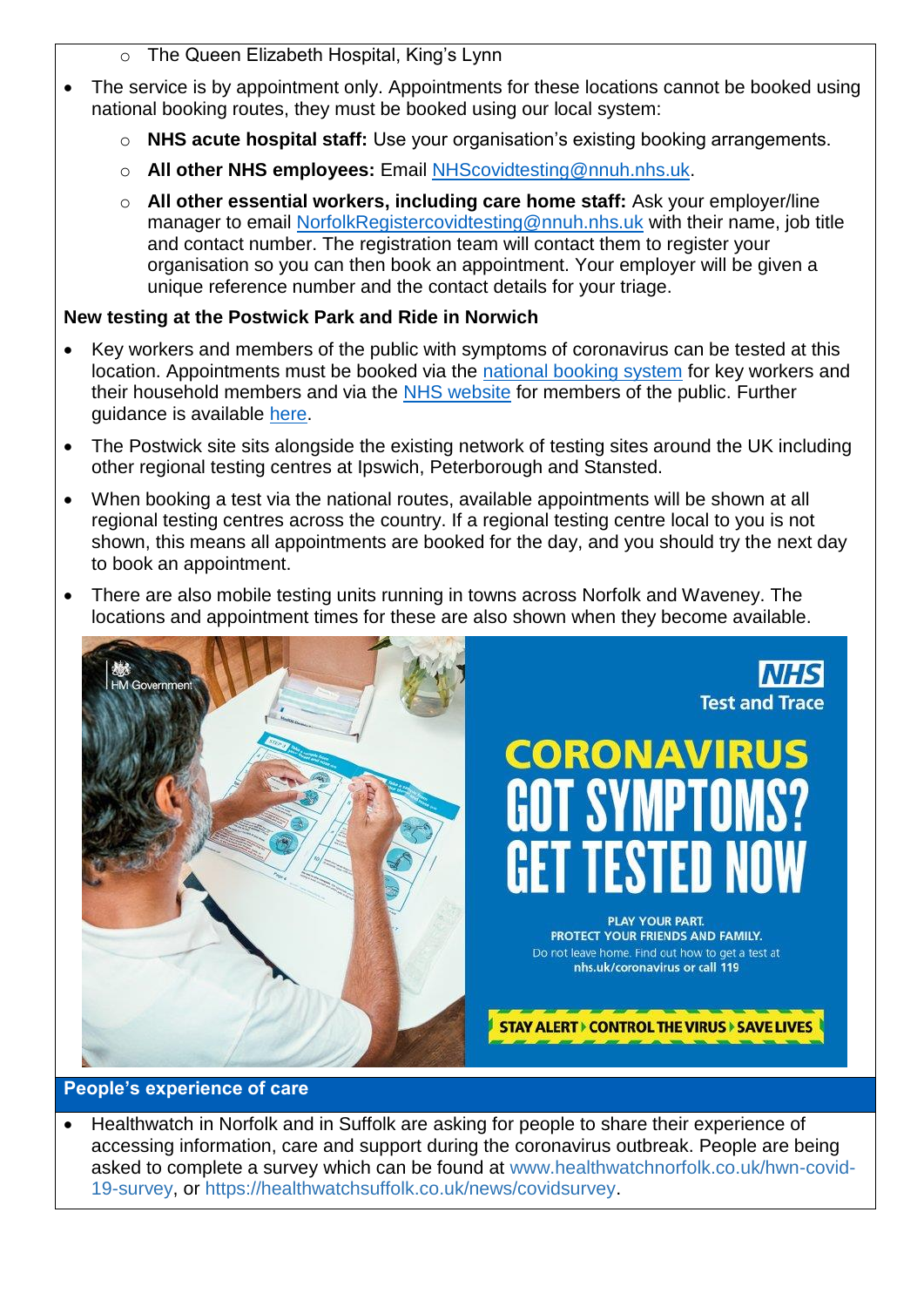- The Queen Elizabeth Hospital, King's Lynn
- The service is by appointment only. Appointments for these locations cannot be booked using national booking routes, they must be booked using our local system:
  - **NHS acute hospital staff:** Use your organisation's existing booking arrangements.
  - **All other NHS employees:** Email NHScovidtesting@nnuh.nhs.uk.
  - **All other essential workers, including care home staff:** Ask your employer/line manager to email NorfolkRegistercovidtesting@nnuh.nhs.uk with their name, job title and contact number. The registration team will contact them to register your organisation so you can then book an appointment. Your employer will be given a unique reference number and the contact details for your triage.

**New testing at the Postwick Park and Ride in Norwich**

- Key workers and members of the public with symptoms of coronavirus can be tested at this location. Appointments must be booked via the national booking system for key workers and their household members and via the NHS website for members of the public. Further guidance is available here.
- The Postwick site sits alongside the existing network of testing sites around the UK including other regional testing centres at Ipswich, Peterborough and Stansted.
- When booking a test via the national routes, available appointments will be shown at all regional testing centres across the country. If a regional testing centre local to you is not shown, this means all appointments are booked for the day, and you should try the next day to book an appointment.
- There are also mobile testing units running in towns across Norfolk and Waveney. The locations and appointment times for these are also shown when they become available.

## People's experience of care

- Healthwatch in Norfolk and in Suffolk are asking for people to share their experience of accessing information, care and support during the coronavirus outbreak. People are being asked to complete a survey which can be found at www.healthwatchnorfolk.co.uk/hwn-covid-19-survey, or https://healthwatchsuffolk.co.uk/news/covidsurvey.